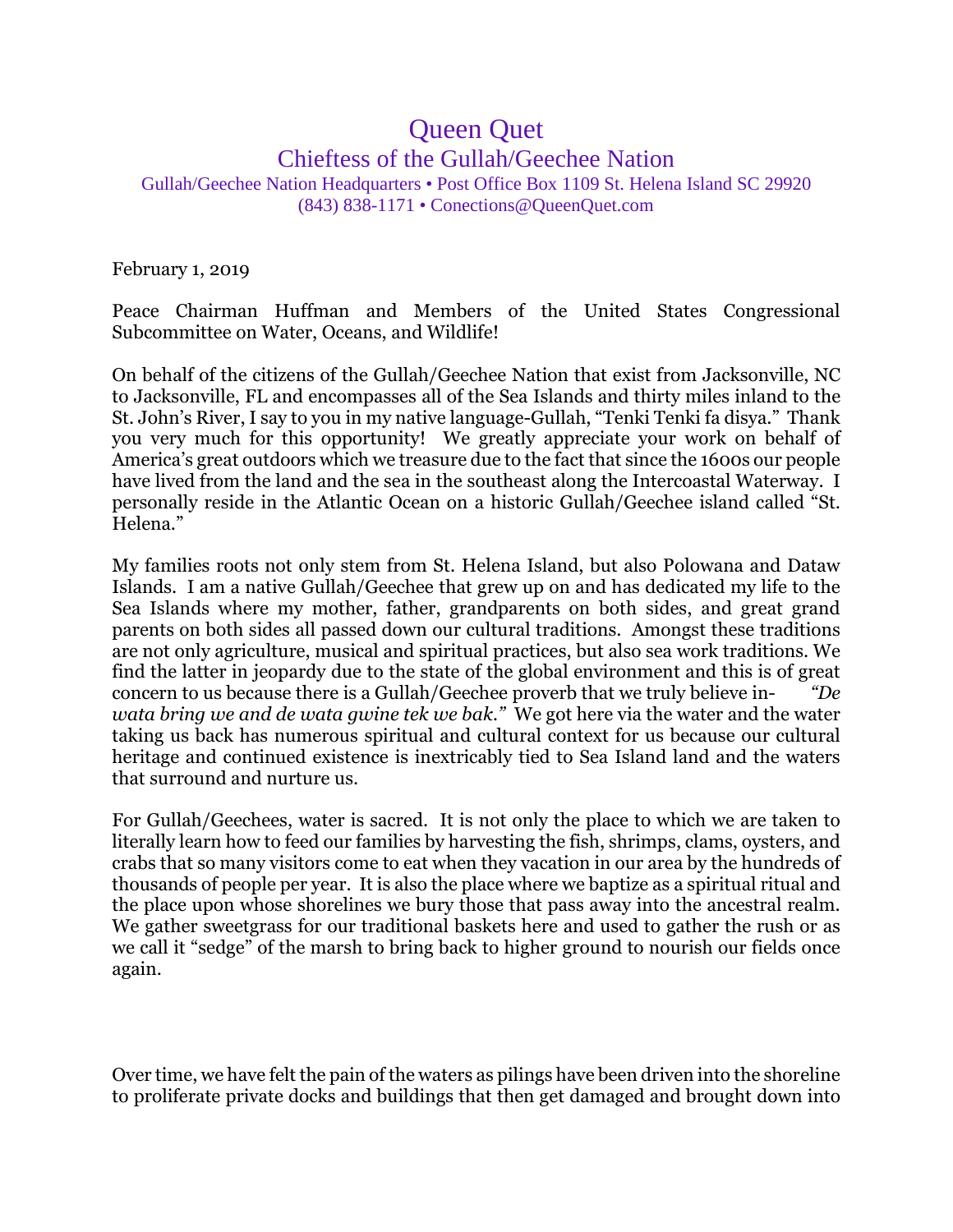# Queen Quet

## Chieftess of the Gullah/Geechee Nation

Gullah/Geechee Nation Headquarters • Post Office Box 1109 St. Helena Island SC 29920
(843) 838-1171 • Conections@QueenQuet.com

February 1, 2019

Peace Chairman Huffman and Members of the United States Congressional Subcommittee on Water, Oceans, and Wildlife!

On behalf of the citizens of the Gullah/Geechee Nation that exist from Jacksonville, NC to Jacksonville, FL and encompasses all of the Sea Islands and thirty miles inland to the St. John's River, I say to you in my native language-Gullah, "Tenki Tenki fa disya." Thank you very much for this opportunity! We greatly appreciate your work on behalf of America's great outdoors which we treasure due to the fact that since the 1600s our people have lived from the land and the sea in the southeast along the Intercoastal Waterway. I personally reside in the Atlantic Ocean on a historic Gullah/Geechee island called "St. Helena."

My families roots not only stem from St. Helena Island, but also Polowana and Dataw Islands. I am a native Gullah/Geechee that grew up on and has dedicated my life to the Sea Islands where my mother, father, grandparents on both sides, and great grand parents on both sides all passed down our cultural traditions. Amongst these traditions are not only agriculture, musical and spiritual practices, but also sea work traditions. We find the latter in jeopardy due to the state of the global environment and this is of great concern to us because there is a Gullah/Geechee proverb that we truly believe in- *"De wata bring we and de wata gwine tek we bak."* We got here via the water and the water taking us back has numerous spiritual and cultural context for us because our cultural heritage and continued existence is inextricably tied to Sea Island land and the waters that surround and nurture us.

For Gullah/Geechees, water is sacred. It is not only the place to which we are taken to literally learn how to feed our families by harvesting the fish, shrimps, clams, oysters, and crabs that so many visitors come to eat when they vacation in our area by the hundreds of thousands of people per year. It is also the place where we baptize as a spiritual ritual and the place upon whose shorelines we bury those that pass away into the ancestral realm. We gather sweetgrass for our traditional baskets here and used to gather the rush or as we call it "sedge" of the marsh to bring back to higher ground to nourish our fields once again.

Over time, we have felt the pain of the waters as pilings have been driven into the shoreline to proliferate private docks and buildings that then get damaged and brought down into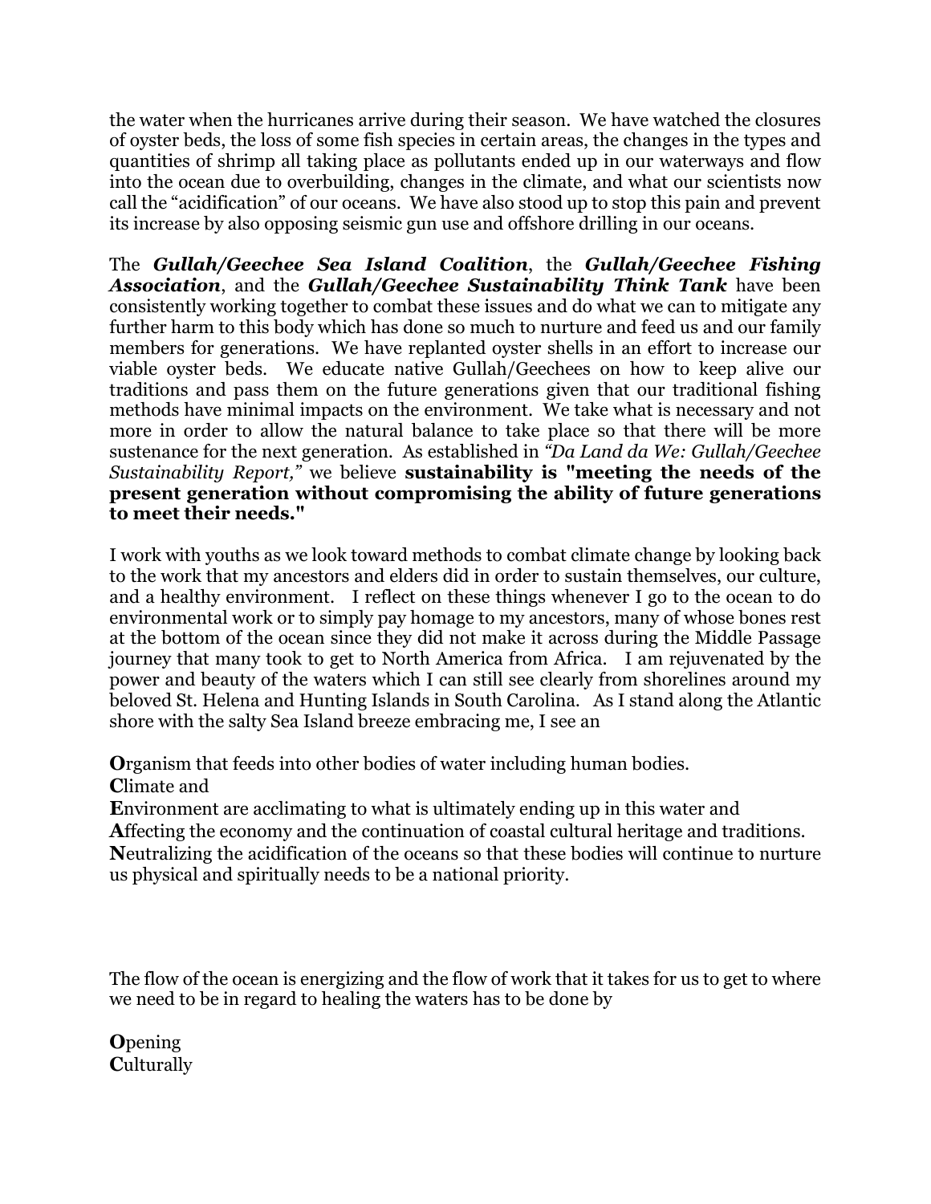the water when the hurricanes arrive during their season. We have watched the closures of oyster beds, the loss of some fish species in certain areas, the changes in the types and quantities of shrimp all taking place as pollutants ended up in our waterways and flow into the ocean due to overbuilding, changes in the climate, and what our scientists now call the "acidification" of our oceans. We have also stood up to stop this pain and prevent its increase by also opposing seismic gun use and offshore drilling in our oceans.

The ***Gullah/Geechee Sea Island Coalition***, the ***Gullah/Geechee Fishing Association***, and the ***Gullah/Geechee Sustainability Think Tank*** have been consistently working together to combat these issues and do what we can to mitigate any further harm to this body which has done so much to nurture and feed us and our family members for generations. We have replanted oyster shells in an effort to increase our viable oyster beds. We educate native Gullah/Geechees on how to keep alive our traditions and pass them on the future generations given that our traditional fishing methods have minimal impacts on the environment. We take what is necessary and not more in order to allow the natural balance to take place so that there will be more sustenance for the next generation. As established in *"Da Land da We: Gullah/Geechee Sustainability Report,"* we believe **sustainability is "meeting the needs of the present generation without compromising the ability of future generations to meet their needs."**

I work with youths as we look toward methods to combat climate change by looking back to the work that my ancestors and elders did in order to sustain themselves, our culture, and a healthy environment. I reflect on these things whenever I go to the ocean to do environmental work or to simply pay homage to my ancestors, many of whose bones rest at the bottom of the ocean since they did not make it across during the Middle Passage journey that many took to get to North America from Africa. I am rejuvenated by the power and beauty of the waters which I can still see clearly from shorelines around my beloved St. Helena and Hunting Islands in South Carolina. As I stand along the Atlantic shore with the salty Sea Island breeze embracing me, I see an

**O**rganism that feeds into other bodies of water including human bodies.
**C**limate and
**E**nvironment are acclimating to what is ultimately ending up in this water and
**A**ffecting the economy and the continuation of coastal cultural heritage and traditions.
**N**eutralizing the acidification of the oceans so that these bodies will continue to nurture us physical and spiritually needs to be a national priority.

The flow of the ocean is energizing and the flow of work that it takes for us to get to where we need to be in regard to healing the waters has to be done by

**O**pening
**C**ulturally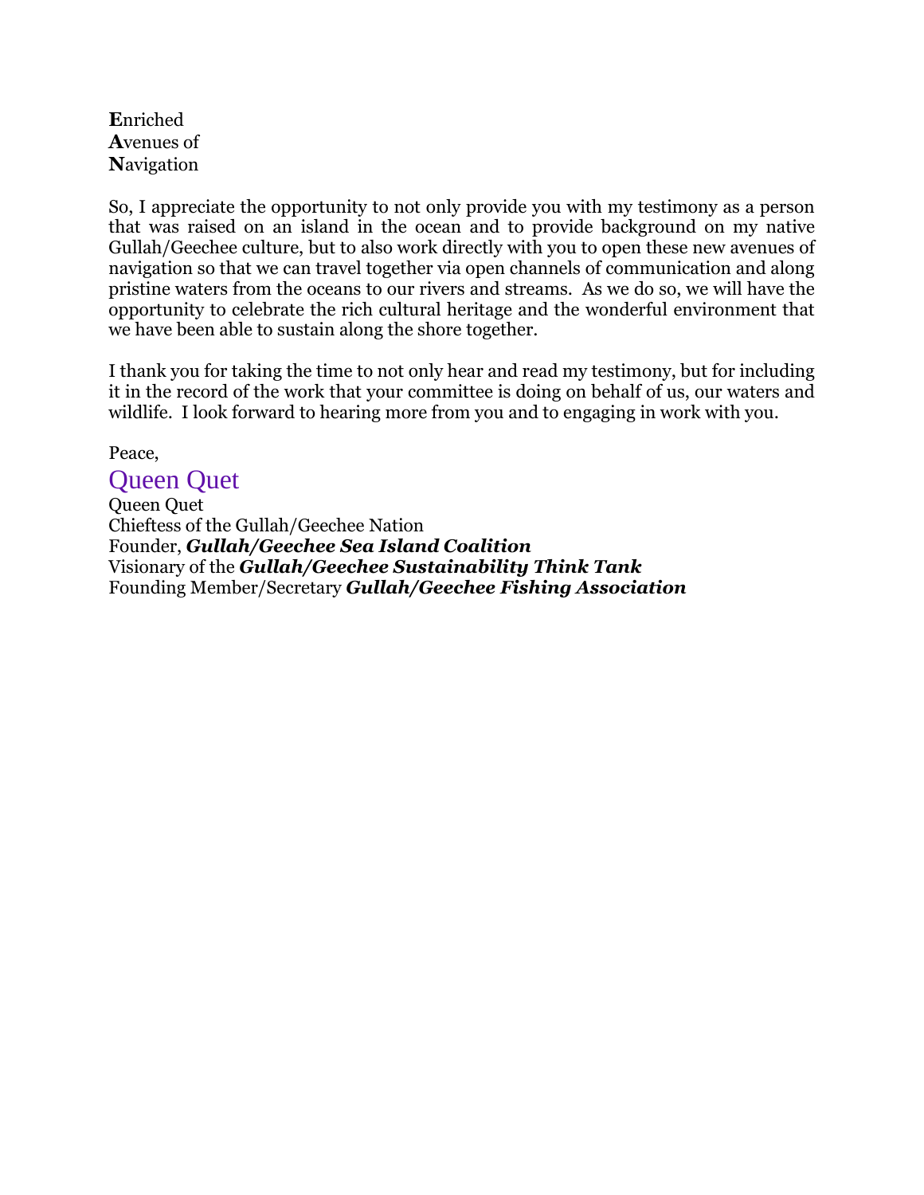**E**nriched
**A**venues of
**N**avigation

So, I appreciate the opportunity to not only provide you with my testimony as a person that was raised on an island in the ocean and to provide background on my native Gullah/Geechee culture, but to also work directly with you to open these new avenues of navigation so that we can travel together via open channels of communication and along pristine waters from the oceans to our rivers and streams. As we do so, we will have the opportunity to celebrate the rich cultural heritage and the wonderful environment that we have been able to sustain along the shore together.

I thank you for taking the time to not only hear and read my testimony, but for including it in the record of the work that your committee is doing on behalf of us, our waters and wildlife. I look forward to hearing more from you and to engaging in work with you.

Peace,

Queen Quet

Queen Quet
Chieftess of the Gullah/Geechee Nation
Founder, ***Gullah/Geechee Sea Island Coalition***
Visionary of the ***Gullah/Geechee Sustainability Think Tank***
Founding Member/Secretary ***Gullah/Geechee Fishing Association***